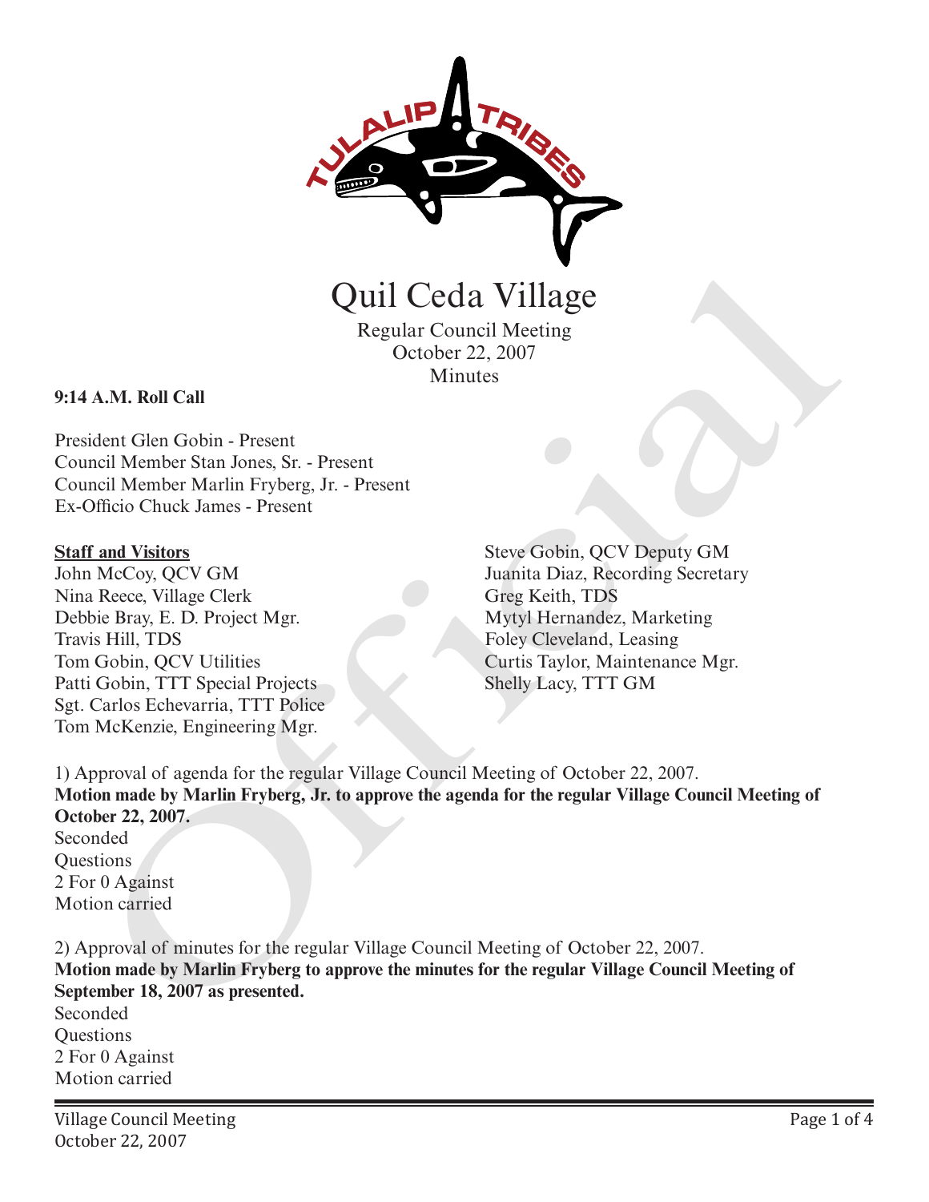# Quil Ceda Village

Regular Council Meeting
October 22, 2007
Minutes

**9:14 A.M. Roll Call**

President Glen Gobin - Present
Council Member Stan Jones, Sr. - Present
Council Member Marlin Fryberg, Jr. - Present
Ex-Officio Chuck James - Present

**Staff and Visitors**

John McCoy, QCV GM
Nina Reece, Village Clerk
Debbie Bray, E. D. Project Mgr.
Travis Hill, TDS
Tom Gobin, QCV Utilities
Patti Gobin, TTT Special Projects
Sgt. Carlos Echevarria, TTT Police
Tom McKenzie, Engineering Mgr.
Steve Gobin, QCV Deputy GM
Juanita Diaz, Recording Secretary
Greg Keith, TDS
Mytyl Hernandez, Marketing
Foley Cleveland, Leasing
Curtis Taylor, Maintenance Mgr.
Shelly Lacy, TTT GM

1) Approval of agenda for the regular Village Council Meeting of October 22, 2007.
**Motion made by Marlin Fryberg, Jr. to approve the agenda for the regular Village Council Meeting of October 22, 2007.**
Seconded
Questions
2 For 0 Against
Motion carried

2) Approval of minutes for the regular Village Council Meeting of October 22, 2007.
**Motion made by Marlin Fryberg to approve the minutes for the regular Village Council Meeting of September 18, 2007 as presented.**
Seconded
Questions
2 For 0 Against
Motion carried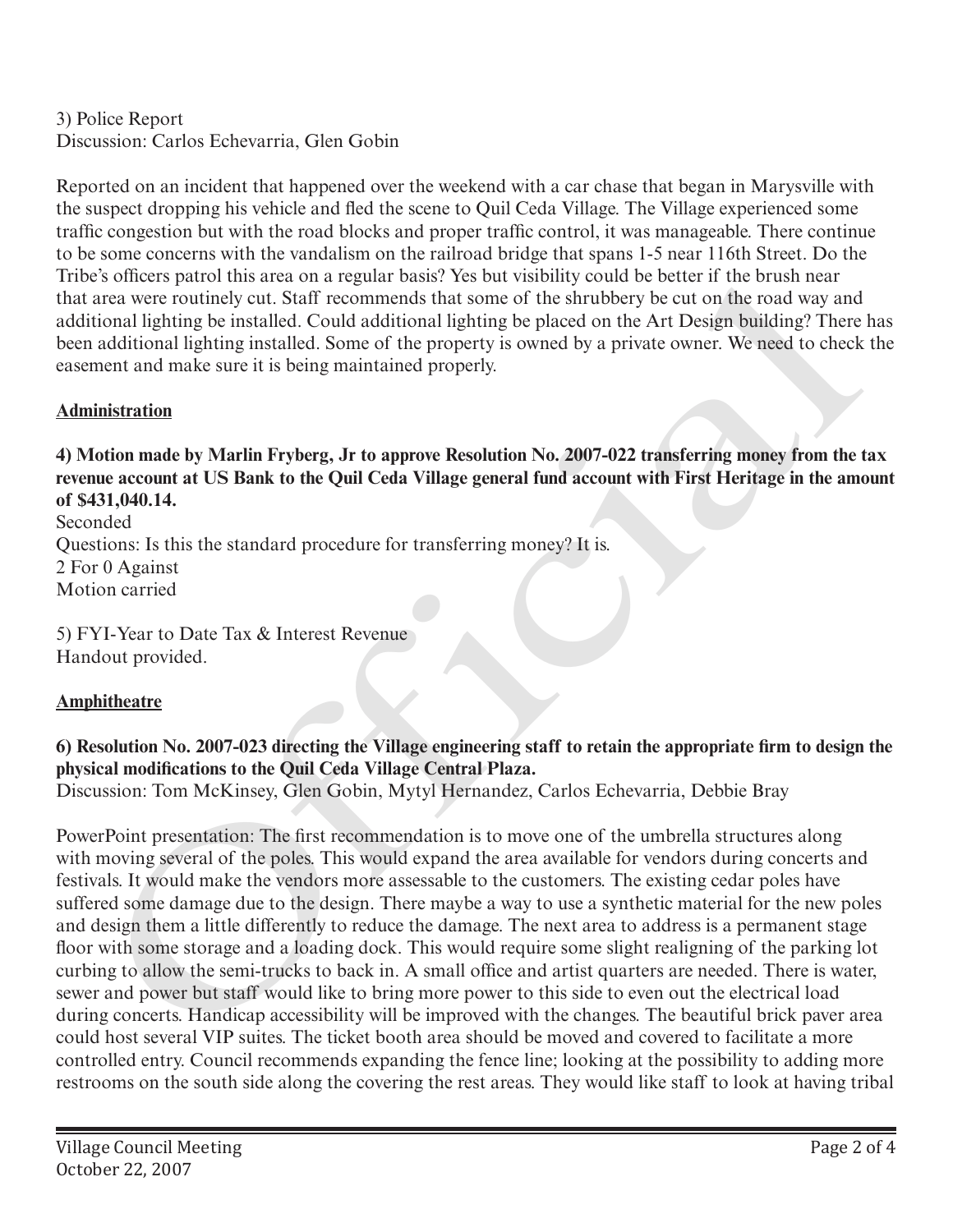3) Police Report
Discussion: Carlos Echevarria, Glen Gobin

Reported on an incident that happened over the weekend with a car chase that began in Marysville with the suspect dropping his vehicle and fled the scene to Quil Ceda Village. The Village experienced some traffic congestion but with the road blocks and proper traffic control, it was manageable. There continue to be some concerns with the vandalism on the railroad bridge that spans 1-5 near 116th Street. Do the Tribe's officers patrol this area on a regular basis? Yes but visibility could be better if the brush near that area were routinely cut. Staff recommends that some of the shrubbery be cut on the road way and additional lighting be installed. Could additional lighting be placed on the Art Design building? There has been additional lighting installed. Some of the property is owned by a private owner. We need to check the easement and make sure it is being maintained properly.

**Administration**

**4) Motion made by Marlin Fryberg, Jr to approve Resolution No. 2007-022 transferring money from the tax revenue account at US Bank to the Quil Ceda Village general fund account with First Heritage in the amount of $431,040.14.**
Seconded
Questions: Is this the standard procedure for transferring money? It is.
2 For 0 Against
Motion carried

5) FYI-Year to Date Tax & Interest Revenue
Handout provided.

**Amphitheatre**

**6) Resolution No. 2007-023 directing the Village engineering staff to retain the appropriate firm to design the physical modifications to the Quil Ceda Village Central Plaza.**
Discussion: Tom McKinsey, Glen Gobin, Mytyl Hernandez, Carlos Echevarria, Debbie Bray

PowerPoint presentation: The first recommendation is to move one of the umbrella structures along with moving several of the poles. This would expand the area available for vendors during concerts and festivals. It would make the vendors more assessable to the customers. The existing cedar poles have suffered some damage due to the design. There maybe a way to use a synthetic material for the new poles and design them a little differently to reduce the damage. The next area to address is a permanent stage floor with some storage and a loading dock. This would require some slight realigning of the parking lot curbing to allow the semi-trucks to back in. A small office and artist quarters are needed. There is water, sewer and power but staff would like to bring more power to this side to even out the electrical load during concerts. Handicap accessibility will be improved with the changes. The beautiful brick paver area could host several VIP suites. The ticket booth area should be moved and covered to facilitate a more controlled entry. Council recommends expanding the fence line; looking at the possibility to adding more restrooms on the south side along the covering the rest areas. They would like staff to look at having tribal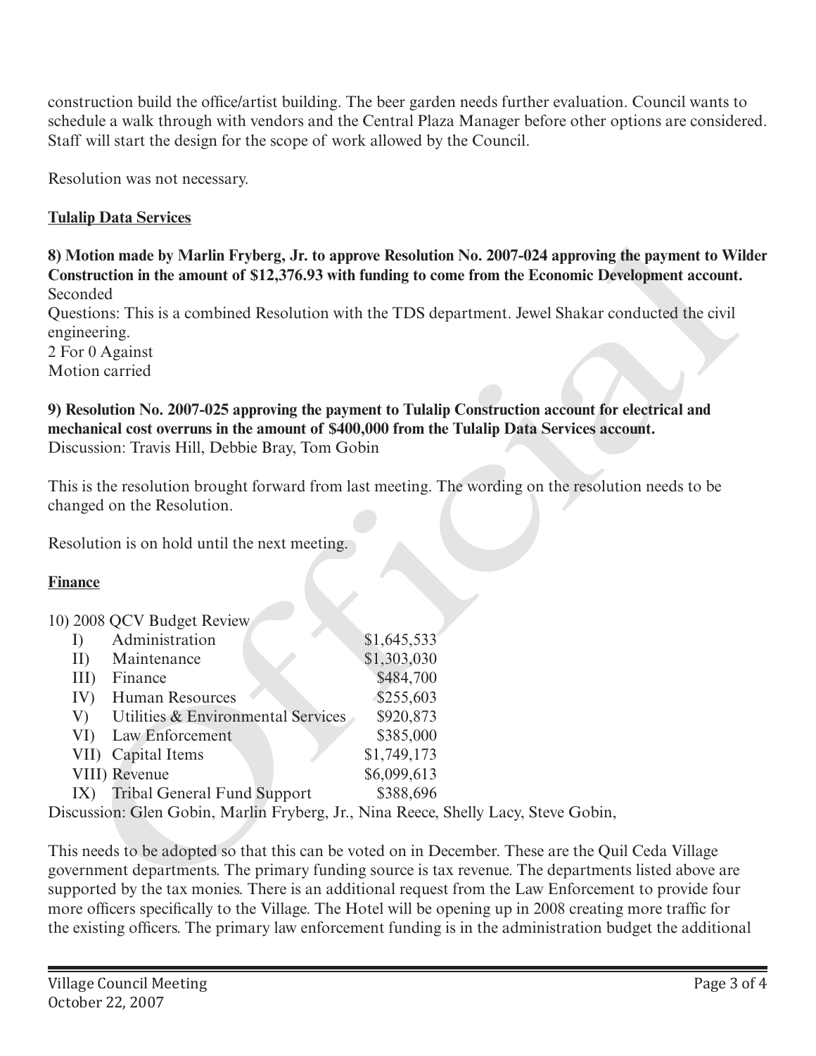construction build the office/artist building. The beer garden needs further evaluation. Council wants to schedule a walk through with vendors and the Central Plaza Manager before other options are considered. Staff will start the design for the scope of work allowed by the Council.

Resolution was not necessary.

**Tulalip Data Services**

**8) Motion made by Marlin Fryberg, Jr. to approve Resolution No. 2007-024 approving the payment to Wilder Construction in the amount of $12,376.93 with funding to come from the Economic Development account.**
Seconded
Questions: This is a combined Resolution with the TDS department. Jewel Shakar conducted the civil engineering.
2 For 0 Against
Motion carried

**9) Resolution No. 2007-025 approving the payment to Tulalip Construction account for electrical and mechanical cost overruns in the amount of $400,000 from the Tulalip Data Services account.**
Discussion: Travis Hill, Debbie Bray, Tom Gobin

This is the resolution brought forward from last meeting. The wording on the resolution needs to be changed on the Resolution.

Resolution is on hold until the next meeting.

**Finance**

10) 2008 QCV Budget Review

| | | |
|---|---|---|
| I) | Administration | $1,645,533 |
| II) | Maintenance | $1,303,030 |
| III) | Finance | $484,700 |
| IV) | Human Resources | $255,603 |
| V) | Utilities & Environmental Services | $920,873 |
| VI) | Law Enforcement | $385,000 |
| VII) | Capital Items | $1,749,173 |
| VIII) | Revenue | $6,099,613 |
| IX) | Tribal General Fund Support | $388,696 |

Discussion: Glen Gobin, Marlin Fryberg, Jr., Nina Reece, Shelly Lacy, Steve Gobin,

This needs to be adopted so that this can be voted on in December. These are the Quil Ceda Village government departments. The primary funding source is tax revenue. The departments listed above are supported by the tax monies. There is an additional request from the Law Enforcement to provide four more officers specifically to the Village. The Hotel will be opening up in 2008 creating more traffic for the existing officers. The primary law enforcement funding is in the administration budget the additional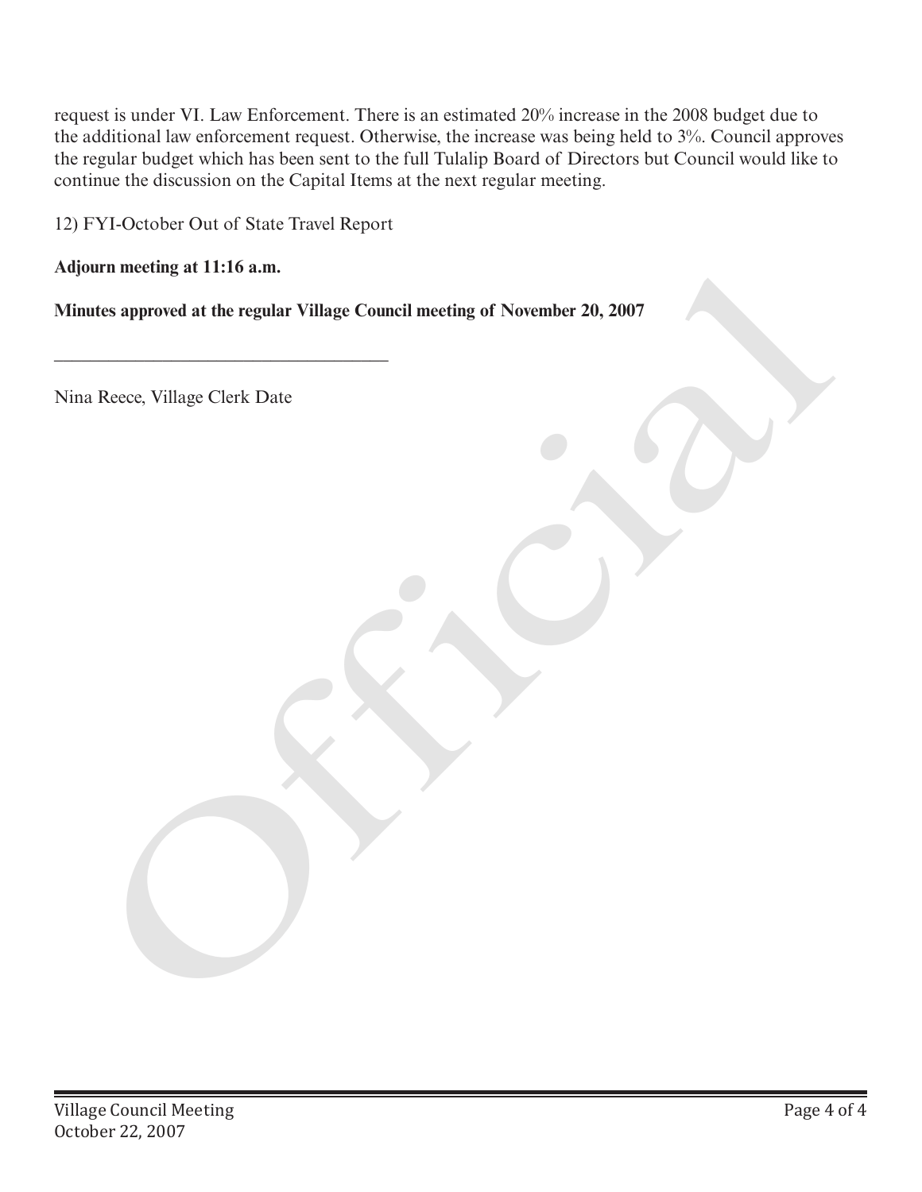request is under VI. Law Enforcement. There is an estimated 20% increase in the 2008 budget due to the additional law enforcement request. Otherwise, the increase was being held to 3%. Council approves the regular budget which has been sent to the full Tulalip Board of Directors but Council would like to continue the discussion on the Capital Items at the next regular meeting.

12) FYI-October Out of State Travel Report

**Adjourn meeting at 11:16 a.m.**

**Minutes approved at the regular Village Council meeting of November 20, 2007**

\_\_\_\_\_\_\_\_\_\_\_\_\_\_\_\_\_\_\_\_\_\_\_\_\_\_\_\_\_\_\_\_\_\_\_\_

Nina Reece, Village Clerk Date